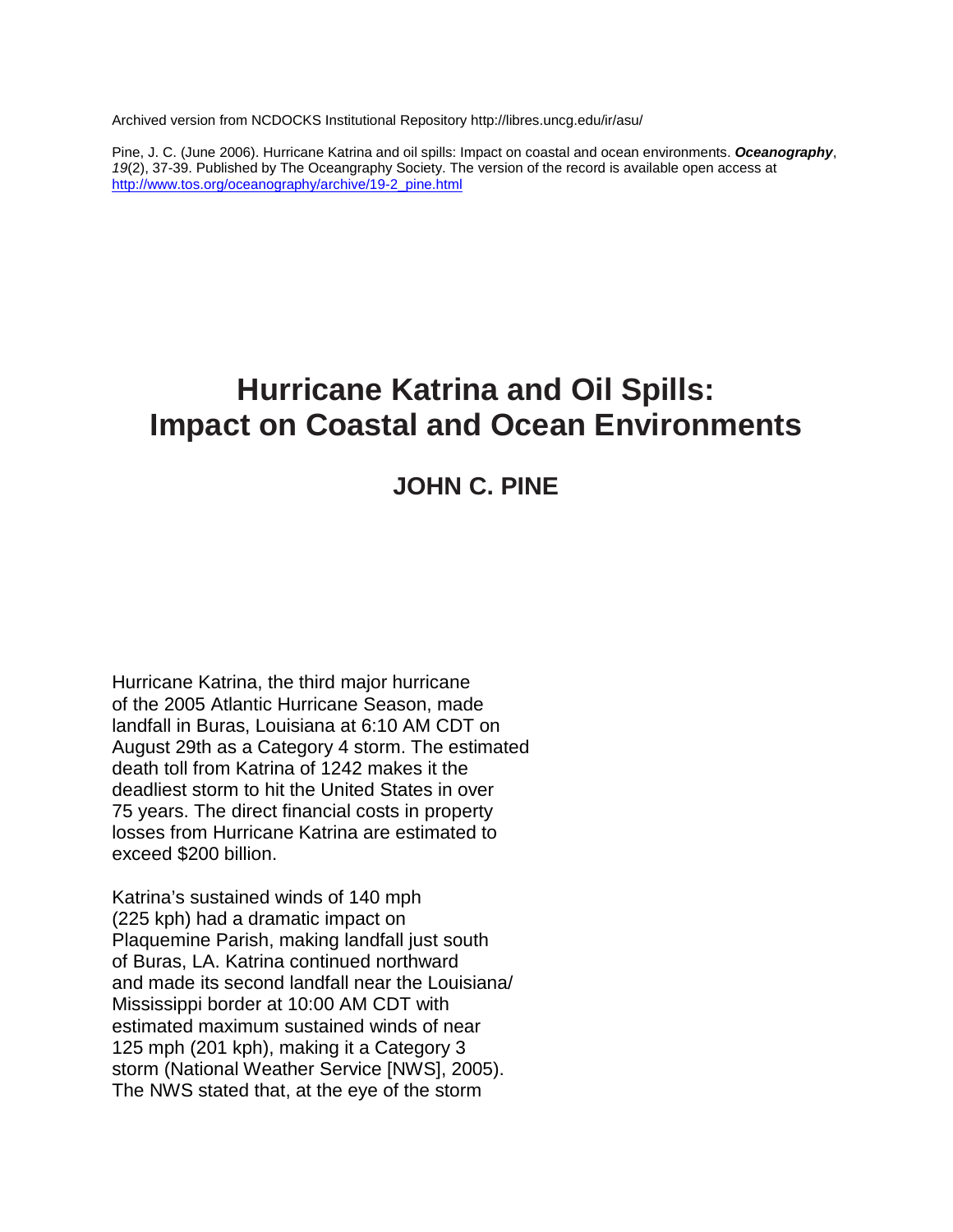Archived version from NCDOCKS Institutional Repository http://libres.uncg.edu/ir/asu/

Pine, J. C. (June 2006). Hurricane Katrina and oil spills: Impact on coastal and ocean environments. ***Oceanography***, *19*(2), 37-39. Published by The Oceangraphy Society. The version of the record is available open access at [http://www.tos.org/oceanography/archive/19-2_pine.html](http://www.tos.org/oceanography/archive/19-2_pine.html)

# Hurricane Katrina and Oil Spills: Impact on Coastal and Ocean Environments

## JOHN C. PINE

Hurricane Katrina, the third major hurricane of the 2005 Atlantic Hurricane Season, made landfall in Buras, Louisiana at 6:10 AM CDT on August 29th as a Category 4 storm. The estimated death toll from Katrina of 1242 makes it the deadliest storm to hit the United States in over 75 years. The direct financial costs in property losses from Hurricane Katrina are estimated to exceed $200 billion.

Katrina's sustained winds of 140 mph (225 kph) had a dramatic impact on Plaquemine Parish, making landfall just south of Buras, LA. Katrina continued northward and made its second landfall near the Louisiana/ Mississippi border at 10:00 AM CDT with estimated maximum sustained winds of near 125 mph (201 kph), making it a Category 3 storm (National Weather Service [NWS], 2005). The NWS stated that, at the eye of the storm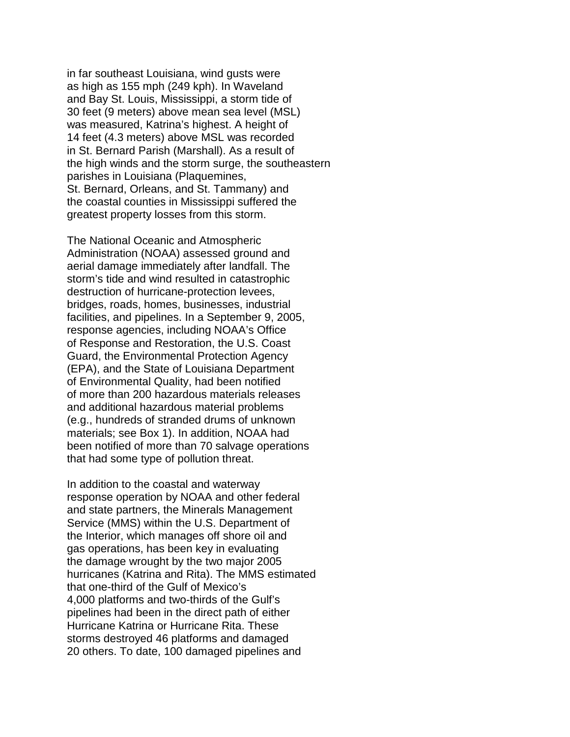in far southeast Louisiana, wind gusts were as high as 155 mph (249 kph). In Waveland and Bay St. Louis, Mississippi, a storm tide of 30 feet (9 meters) above mean sea level (MSL) was measured, Katrina's highest. A height of 14 feet (4.3 meters) above MSL was recorded in St. Bernard Parish (Marshall). As a result of the high winds and the storm surge, the southeastern parishes in Louisiana (Plaquemines, St. Bernard, Orleans, and St. Tammany) and the coastal counties in Mississippi suffered the greatest property losses from this storm.

The National Oceanic and Atmospheric Administration (NOAA) assessed ground and aerial damage immediately after landfall. The storm's tide and wind resulted in catastrophic destruction of hurricane-protection levees, bridges, roads, homes, businesses, industrial facilities, and pipelines. In a September 9, 2005, response agencies, including NOAA's Office of Response and Restoration, the U.S. Coast Guard, the Environmental Protection Agency (EPA), and the State of Louisiana Department of Environmental Quality, had been notified of more than 200 hazardous materials releases and additional hazardous material problems (e.g., hundreds of stranded drums of unknown materials; see Box 1). In addition, NOAA had been notified of more than 70 salvage operations that had some type of pollution threat.

In addition to the coastal and waterway response operation by NOAA and other federal and state partners, the Minerals Management Service (MMS) within the U.S. Department of the Interior, which manages off shore oil and gas operations, has been key in evaluating the damage wrought by the two major 2005 hurricanes (Katrina and Rita). The MMS estimated that one-third of the Gulf of Mexico's 4,000 platforms and two-thirds of the Gulf's pipelines had been in the direct path of either Hurricane Katrina or Hurricane Rita. These storms destroyed 46 platforms and damaged 20 others. To date, 100 damaged pipelines and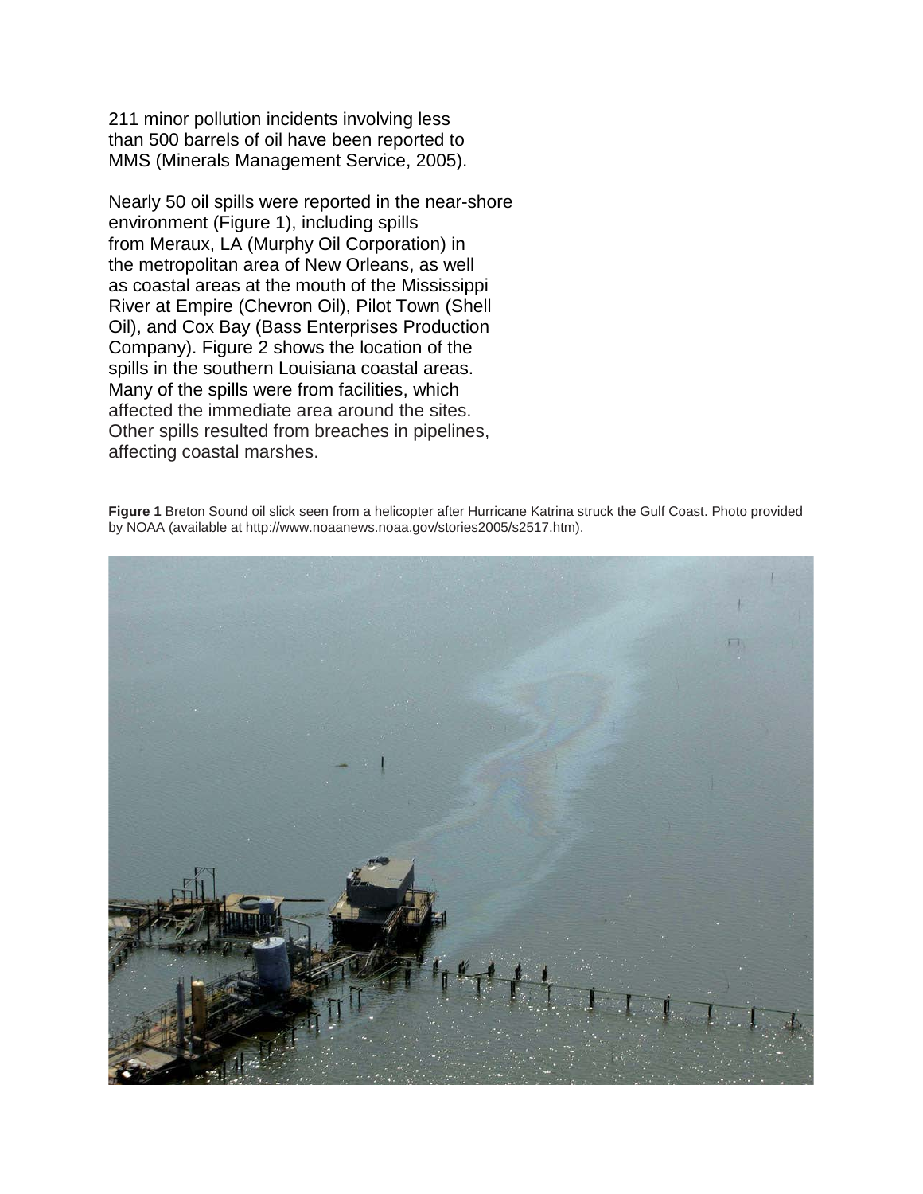211 minor pollution incidents involving less than 500 barrels of oil have been reported to MMS (Minerals Management Service, 2005).

Nearly 50 oil spills were reported in the near-shore environment (Figure 1), including spills from Meraux, LA (Murphy Oil Corporation) in the metropolitan area of New Orleans, as well as coastal areas at the mouth of the Mississippi River at Empire (Chevron Oil), Pilot Town (Shell Oil), and Cox Bay (Bass Enterprises Production Company). Figure 2 shows the location of the spills in the southern Louisiana coastal areas. Many of the spills were from facilities, which affected the immediate area around the sites. Other spills resulted from breaches in pipelines, affecting coastal marshes.

**Figure 1** Breton Sound oil slick seen from a helicopter after Hurricane Katrina struck the Gulf Coast. Photo provided by NOAA (available at http://www.noaanews.noaa.gov/stories2005/s2517.htm).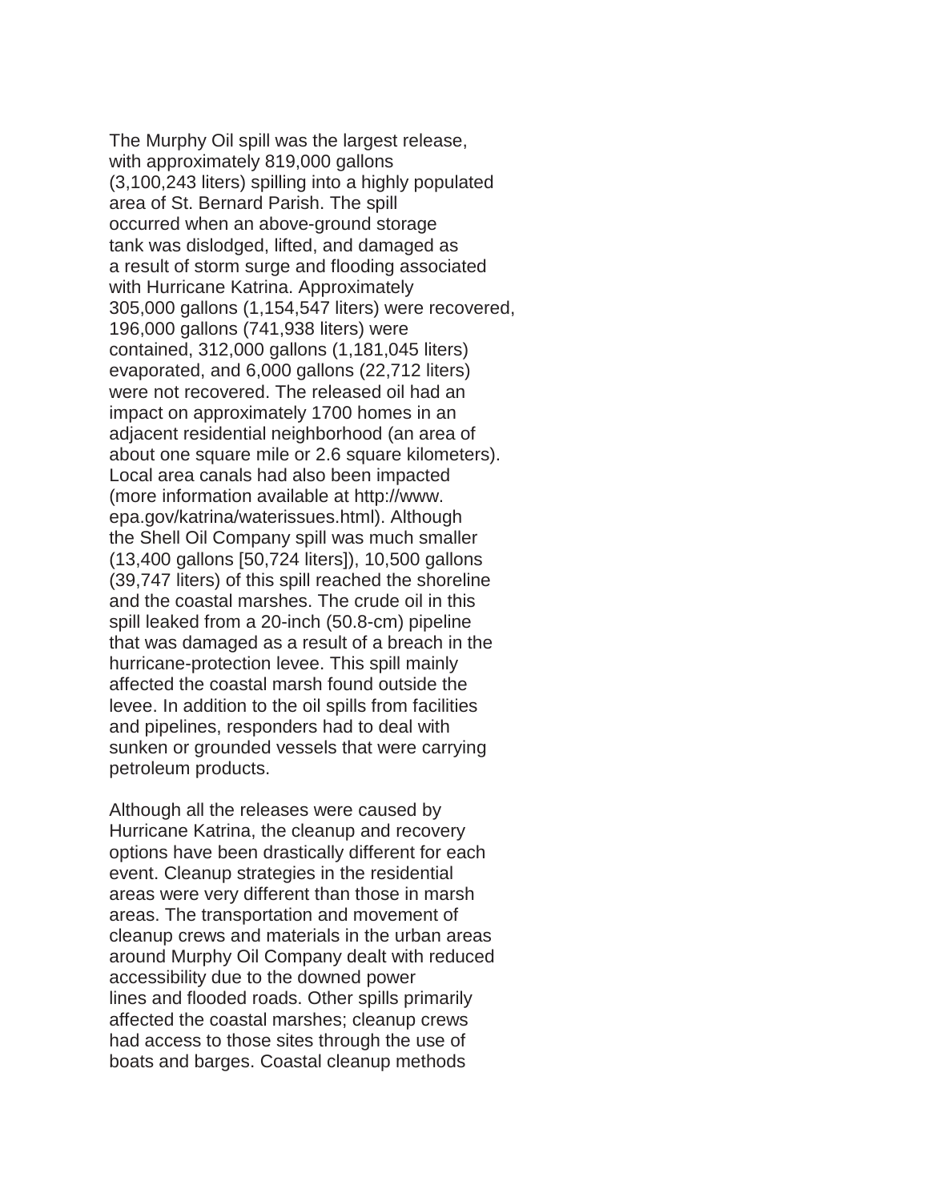The Murphy Oil spill was the largest release, with approximately 819,000 gallons (3,100,243 liters) spilling into a highly populated area of St. Bernard Parish. The spill occurred when an above-ground storage tank was dislodged, lifted, and damaged as a result of storm surge and flooding associated with Hurricane Katrina. Approximately 305,000 gallons (1,154,547 liters) were recovered, 196,000 gallons (741,938 liters) were contained, 312,000 gallons (1,181,045 liters) evaporated, and 6,000 gallons (22,712 liters) were not recovered. The released oil had an impact on approximately 1700 homes in an adjacent residential neighborhood (an area of about one square mile or 2.6 square kilometers). Local area canals had also been impacted (more information available at http://www.epa.gov/katrina/waterissues.html). Although the Shell Oil Company spill was much smaller (13,400 gallons [50,724 liters]), 10,500 gallons (39,747 liters) of this spill reached the shoreline and the coastal marshes. The crude oil in this spill leaked from a 20-inch (50.8-cm) pipeline that was damaged as a result of a breach in the hurricane-protection levee. This spill mainly affected the coastal marsh found outside the levee. In addition to the oil spills from facilities and pipelines, responders had to deal with sunken or grounded vessels that were carrying petroleum products.

Although all the releases were caused by Hurricane Katrina, the cleanup and recovery options have been drastically different for each event. Cleanup strategies in the residential areas were very different than those in marsh areas. The transportation and movement of cleanup crews and materials in the urban areas around Murphy Oil Company dealt with reduced accessibility due to the downed power lines and flooded roads. Other spills primarily affected the coastal marshes; cleanup crews had access to those sites through the use of boats and barges. Coastal cleanup methods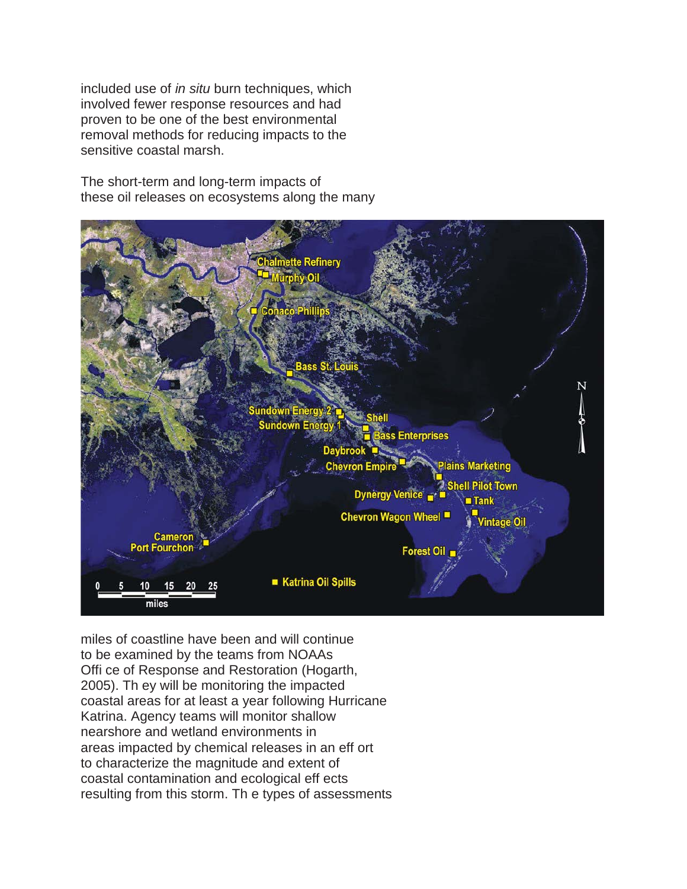included use of *in situ* burn techniques, which involved fewer response resources and had proven to be one of the best environmental removal methods for reducing impacts to the sensitive coastal marsh.

The short-term and long-term impacts of these oil releases on ecosystems along the many miles of coastline have been and will continue to be examined by the teams from NOAAs Offi ce of Response and Restoration (Hogarth, 2005). Th ey will be monitoring the impacted coastal areas for at least a year following Hurricane Katrina. Agency teams will monitor shallow nearshore and wetland environments in areas impacted by chemical releases in an eff ort to characterize the magnitude and extent of coastal contamination and ecological eff ects resulting from this storm. Th e types of assessments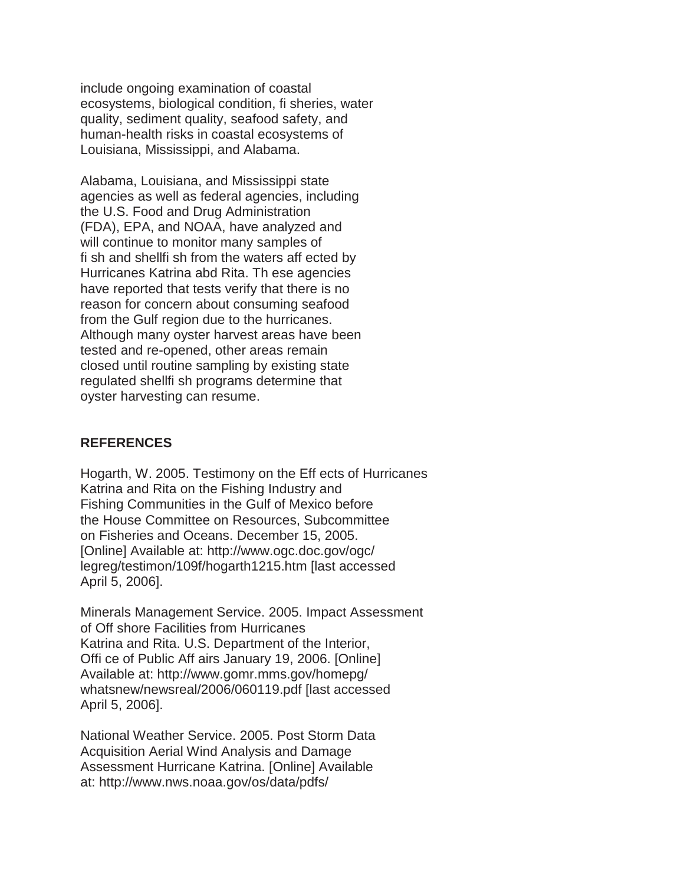include ongoing examination of coastal ecosystems, biological condition, fi sheries, water quality, sediment quality, seafood safety, and human-health risks in coastal ecosystems of Louisiana, Mississippi, and Alabama.

Alabama, Louisiana, and Mississippi state agencies as well as federal agencies, including the U.S. Food and Drug Administration (FDA), EPA, and NOAA, have analyzed and will continue to monitor many samples of fi sh and shellfi sh from the waters aff ected by Hurricanes Katrina abd Rita. Th ese agencies have reported that tests verify that there is no reason for concern about consuming seafood from the Gulf region due to the hurricanes. Although many oyster harvest areas have been tested and re-opened, other areas remain closed until routine sampling by existing state regulated shellfi sh programs determine that oyster harvesting can resume.

## REFERENCES

Hogarth, W. 2005. Testimony on the Eff ects of Hurricanes Katrina and Rita on the Fishing Industry and Fishing Communities in the Gulf of Mexico before the House Committee on Resources, Subcommittee on Fisheries and Oceans. December 15, 2005. [Online] Available at: http://www.ogc.doc.gov/ogc/legreg/testimon/109f/hogarth1215.htm [last accessed April 5, 2006].

Minerals Management Service. 2005. Impact Assessment of Off shore Facilities from Hurricanes Katrina and Rita. U.S. Department of the Interior, Offi ce of Public Aff airs January 19, 2006. [Online] Available at: http://www.gomr.mms.gov/homepg/whatsnew/newsreal/2006/060119.pdf [last accessed April 5, 2006].

National Weather Service. 2005. Post Storm Data Acquisition Aerial Wind Analysis and Damage Assessment Hurricane Katrina. [Online] Available at: http://www.nws.noaa.gov/os/data/pdfs/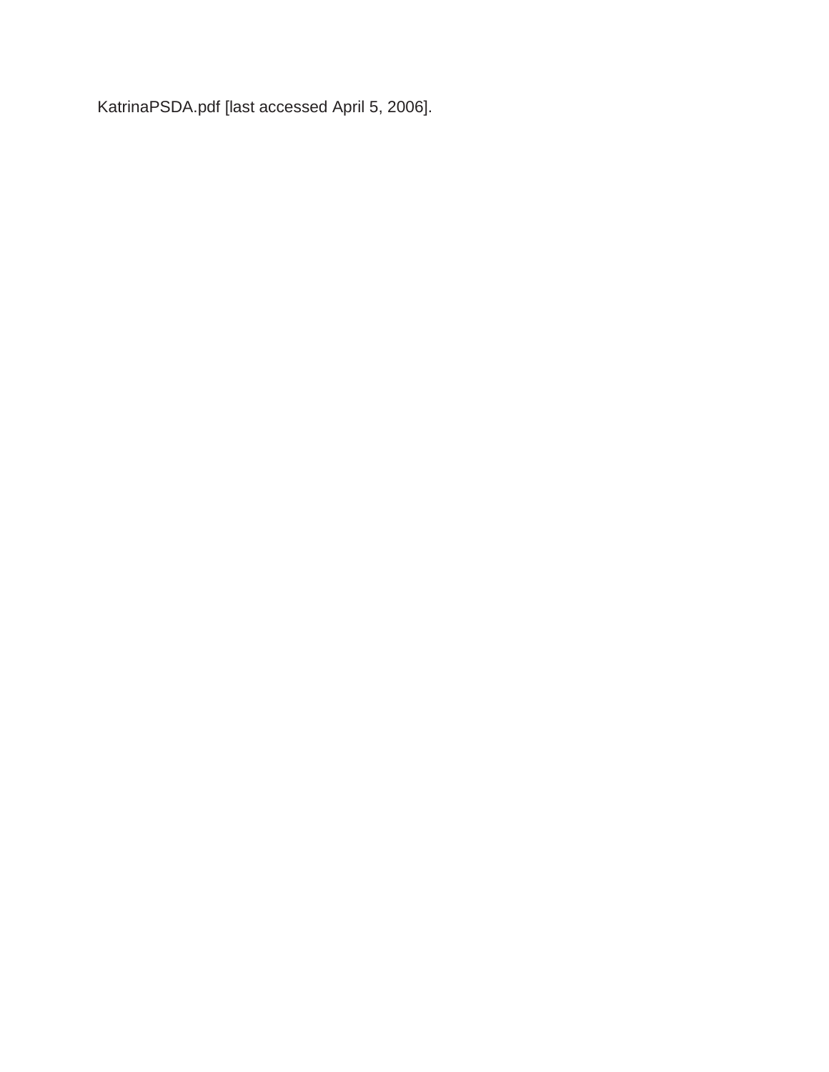KatrinaPSDA.pdf [last accessed April 5, 2006].